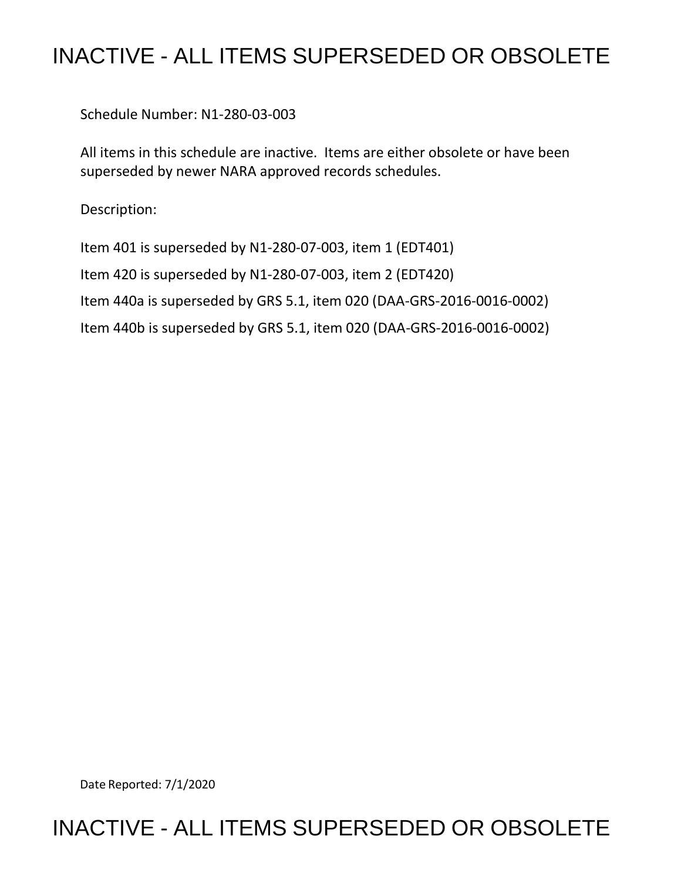# INACTIVE - ALL ITEMS SUPERSEDED OR OBSOLETE

Schedule Number: N1-280-03-003

All items in this schedule are inactive. Items are either obsolete or have been superseded by newer NARA approved records schedules.

Description:

Item 401 is superseded by N1-280-07-003, item 1 (EDT401)

Item 420 is superseded by N1-280-07-003, item 2 (EDT420)

Item 440a is superseded by GRS 5.1, item 020 (DAA-GRS-2016-0016-0002)

Item 440b is superseded by GRS 5.1, item 020 (DAA-GRS-2016-0016-0002)

Date Reported: 7/1/2020

# INACTIVE - ALL ITEMS SUPERSEDED OR OBSOLETE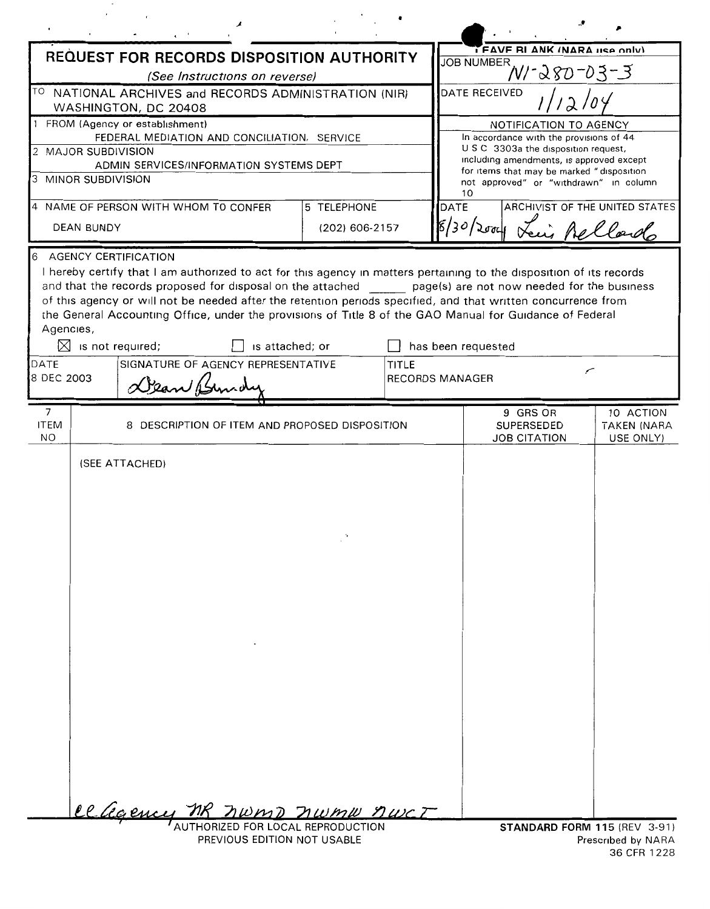# REQUEST FOR RECORDS DISPOSITION AUTHORITY

*(See Instructions on reverse)*

| | |
|---|---|
| TO NATIONAL ARCHIVES and RECORDS ADMINISTRATION (NIR) WASHINGTON, DC 20408 | LEAVE BLANK (NARA use only) |
| 1 FROM (Agency or establishment) FEDERAL MEDIATION AND CONCILIATION SERVICE | JOB NUMBER N1-280-03-3 |
| 2 MAJOR SUBDIVISION ADMIN SERVICES/INFORMATION SYSTEMS DEPT | DATE RECEIVED 1/12/04 |
| 3 MINOR SUBDIVISION | NOTIFICATION TO AGENCY In accordance with the provisions of 44 U S C 3303a the disposition request, including amendments, is approved except for items that may be marked "disposition not approved" or "withdrawn" in column 10 |
| 4 NAME OF PERSON WITH WHOM TO CONFER: DEAN BUNDY — 5 TELEPHONE: (202) 606-2157 | DATE: 8/30/2004 — ARCHIVIST OF THE UNITED STATES: Lewis Bellardo |

**6 AGENCY CERTIFICATION**

I hereby certify that I am authorized to act for this agency in matters pertaining to the disposition of its records and that the records proposed for disposal on the attached ______ page(s) are not now needed for the business of this agency or will not be needed after the retention periods specified, and that written concurrence from the General Accounting Office, under the provisions of Title 8 of the GAO Manual for Guidance of Federal Agencies,

☒ is not required; ☐ is attached; or ☐ has been requested

| DATE | SIGNATURE OF AGENCY REPRESENTATIVE | TITLE |
|---|---|---|
| 8 DEC 2003 | Dean Bundy | RECORDS MANAGER |

| 7 ITEM NO | 8 DESCRIPTION OF ITEM AND PROPOSED DISPOSITION | 9 GRS OR SUPERSEDED JOB CITATION | 10 ACTION TAKEN (NARA USE ONLY) |
|---|---|---|---|
| | (SEE ATTACHED) | | |

cc Agency NR NWMD NWMW NWCT

AUTHORIZED FOR LOCAL REPRODUCTION
PREVIOUS EDITION NOT USABLE

STANDARD FORM 115 (REV 3-91)
Prescribed by NARA
36 CFR 1228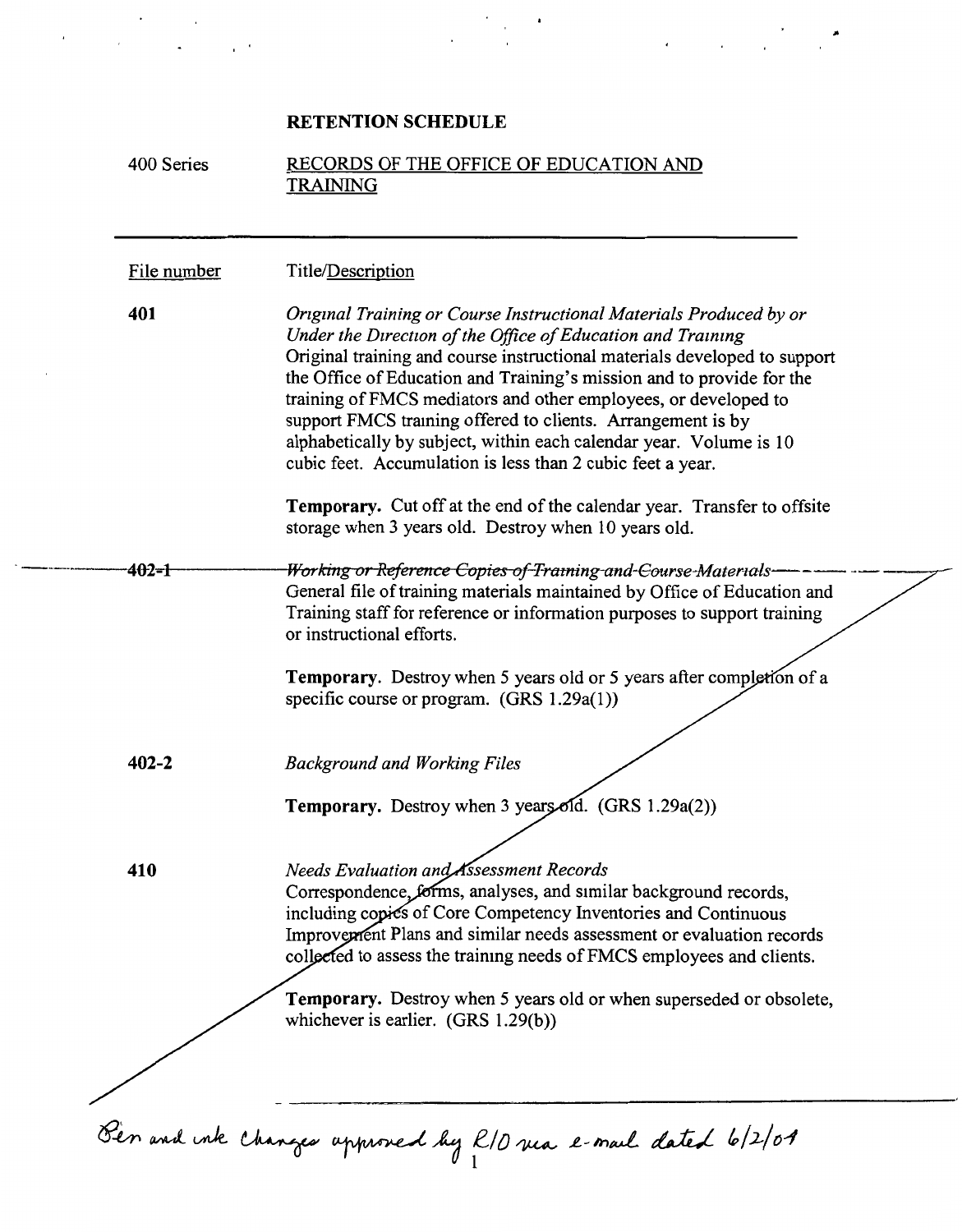# RETENTION SCHEDULE

400 Series — RECORDS OF THE OFFICE OF EDUCATION AND TRAINING

| File number | Title/Description |
|---|---|
| **401** | *Original Training or Course Instructional Materials Produced by or Under the Direction of the Office of Education and Training*<br>Original training and course instructional materials developed to support the Office of Education and Training's mission and to provide for the training of FMCS mediators and other employees, or developed to support FMCS training offered to clients. Arrangement is by alphabetically by subject, within each calendar year. Volume is 10 cubic feet. Accumulation is less than 2 cubic feet a year.<br><br>**Temporary.** Cut off at the end of the calendar year. Transfer to offsite storage when 3 years old. Destroy when 10 years old. |
| ~~**402-1**~~ | ~~*Working or Reference Copies of Training and Course Materials*~~<br>General file of training materials maintained by Office of Education and Training staff for reference or information purposes to support training or instructional efforts.<br><br>**Temporary.** Destroy when 5 years old or 5 years after completion of a specific course or program. (GRS 1.29a(1)) |
| **402-2** | *Background and Working Files*<br><br>**Temporary.** Destroy when 3 years old. (GRS 1.29a(2)) |
| **410** | *Needs Evaluation and Assessment Records*<br>Correspondence, forms, analyses, and similar background records, including copies of Core Competency Inventories and Continuous Improvement Plans and similar needs assessment or evaluation records collected to assess the training needs of FMCS employees and clients.<br><br>**Temporary.** Destroy when 5 years old or when superseded or obsolete, whichever is earlier. (GRS 1.29(b)) |

Pen and ink changes approved by R/O via e-mail dated 6/2/04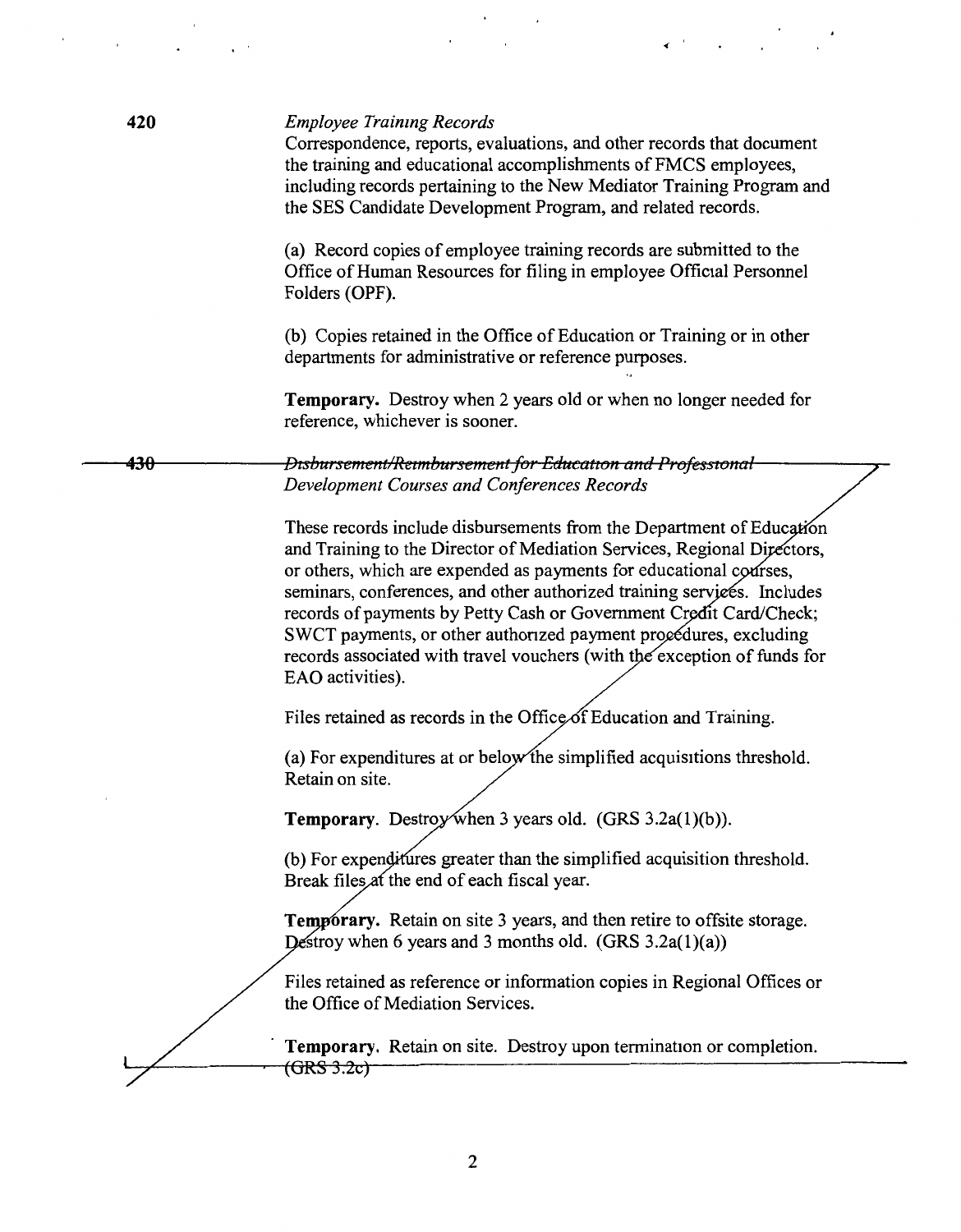420 *Employee Training Records*

Correspondence, reports, evaluations, and other records that document the training and educational accomplishments of FMCS employees, including records pertaining to the New Mediator Training Program and the SES Candidate Development Program, and related records.

(a) Record copies of employee training records are submitted to the Office of Human Resources for filing in employee Official Personnel Folders (OPF).

(b) Copies retained in the Office of Education or Training or in other departments for administrative or reference purposes.

**Temporary.** Destroy when 2 years old or when no longer needed for reference, whichever is sooner.

~~430 *Disbursement/Reimbursement for Education and Professional Development Courses and Conferences Records*~~

These records include disbursements from the Department of Education and Training to the Director of Mediation Services, Regional Directors, or others, which are expended as payments for educational courses, seminars, conferences, and other authorized training services. Includes records of payments by Petty Cash or Government Credit Card/Check; SWCT payments, or other authorized payment procedures, excluding records associated with travel vouchers (with the exception of funds for EAO activities).

Files retained as records in the Office of Education and Training.

(a) For expenditures at or below the simplified acquisitions threshold. Retain on site.

**Temporary.** Destroy when 3 years old. (GRS 3.2a(1)(b)).

(b) For expenditures greater than the simplified acquisition threshold. Break files at the end of each fiscal year.

**Temporary.** Retain on site 3 years, and then retire to offsite storage. Destroy when 6 years and 3 months old. (GRS 3.2a(1)(a))

Files retained as reference or information copies in Regional Offices or the Office of Mediation Services.

**Temporary.** Retain on site. Destroy upon termination or completion. ~~(GRS 3.2c)~~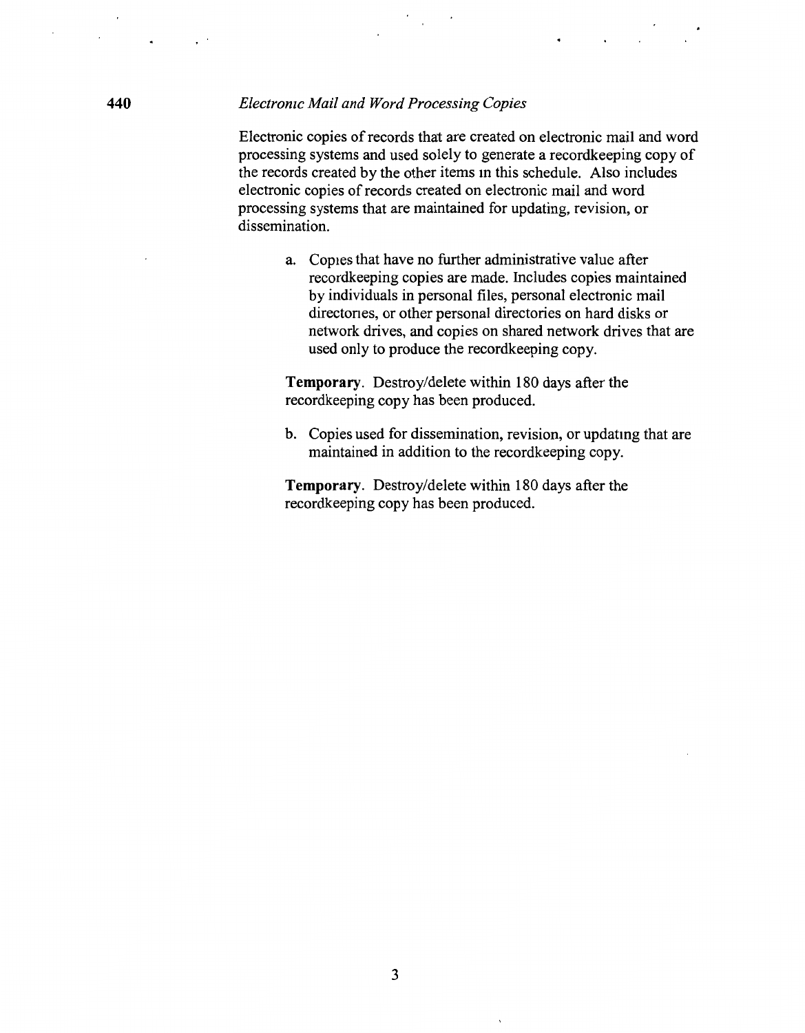**440** *Electronic Mail and Word Processing Copies*

Electronic copies of records that are created on electronic mail and word processing systems and used solely to generate a recordkeeping copy of the records created by the other items in this schedule. Also includes electronic copies of records created on electronic mail and word processing systems that are maintained for updating, revision, or dissemination.

a. Copies that have no further administrative value after recordkeeping copies are made. Includes copies maintained by individuals in personal files, personal electronic mail directories, or other personal directories on hard disks or network drives, and copies on shared network drives that are used only to produce the recordkeeping copy.

**Temporary**. Destroy/delete within 180 days after the recordkeeping copy has been produced.

b. Copies used for dissemination, revision, or updating that are maintained in addition to the recordkeeping copy.

**Temporary**. Destroy/delete within 180 days after the recordkeeping copy has been produced.